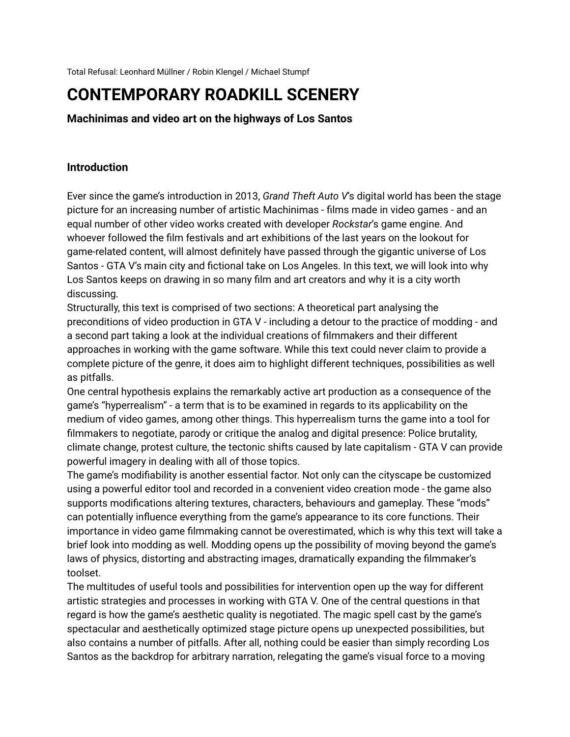Total Refusal: Leonhard Müllner / Robin Klengel / Michael Stumpf

# CONTEMPORARY ROADKILL SCENERY

### Machinimas and video art on the highways of Los Santos

## Introduction

Ever since the game's introduction in 2013, *Grand Theft Auto V*'s digital world has been the stage picture for an increasing number of artistic Machinimas - films made in video games - and an equal number of other video works created with developer *Rockstar*'s game engine. And whoever followed the film festivals and art exhibitions of the last years on the lookout for game-related content, will almost definitely have passed through the gigantic universe of Los Santos - GTA V's main city and fictional take on Los Angeles. In this text, we will look into why Los Santos keeps on drawing in so many film and art creators and why it is a city worth discussing.

Structurally, this text is comprised of two sections: A theoretical part analysing the preconditions of video production in GTA V - including a detour to the practice of modding - and a second part taking a look at the individual creations of filmmakers and their different approaches in working with the game software. While this text could never claim to provide a complete picture of the genre, it does aim to highlight different techniques, possibilities as well as pitfalls.

One central hypothesis explains the remarkably active art production as a consequence of the game's "hyperrealism" - a term that is to be examined in regards to its applicability on the medium of video games, among other things. This hyperrealism turns the game into a tool for filmmakers to negotiate, parody or critique the analog and digital presence: Police brutality, climate change, protest culture, the tectonic shifts caused by late capitalism - GTA V can provide powerful imagery in dealing with all of those topics.

The game's modifiability is another essential factor. Not only can the cityscape be customized using a powerful editor tool and recorded in a convenient video creation mode - the game also supports modifications altering textures, characters, behaviours and gameplay. These "mods" can potentially influence everything from the game's appearance to its core functions. Their importance in video game filmmaking cannot be overestimated, which is why this text will take a brief look into modding as well. Modding opens up the possibility of moving beyond the game's laws of physics, distorting and abstracting images, dramatically expanding the filmmaker's toolset.

The multitudes of useful tools and possibilities for intervention open up the way for different artistic strategies and processes in working with GTA V. One of the central questions in that regard is how the game's aesthetic quality is negotiated. The magic spell cast by the game's spectacular and aesthetically optimized stage picture opens up unexpected possibilities, but also contains a number of pitfalls. After all, nothing could be easier than simply recording Los Santos as the backdrop for arbitrary narration, relegating the game's visual force to a moving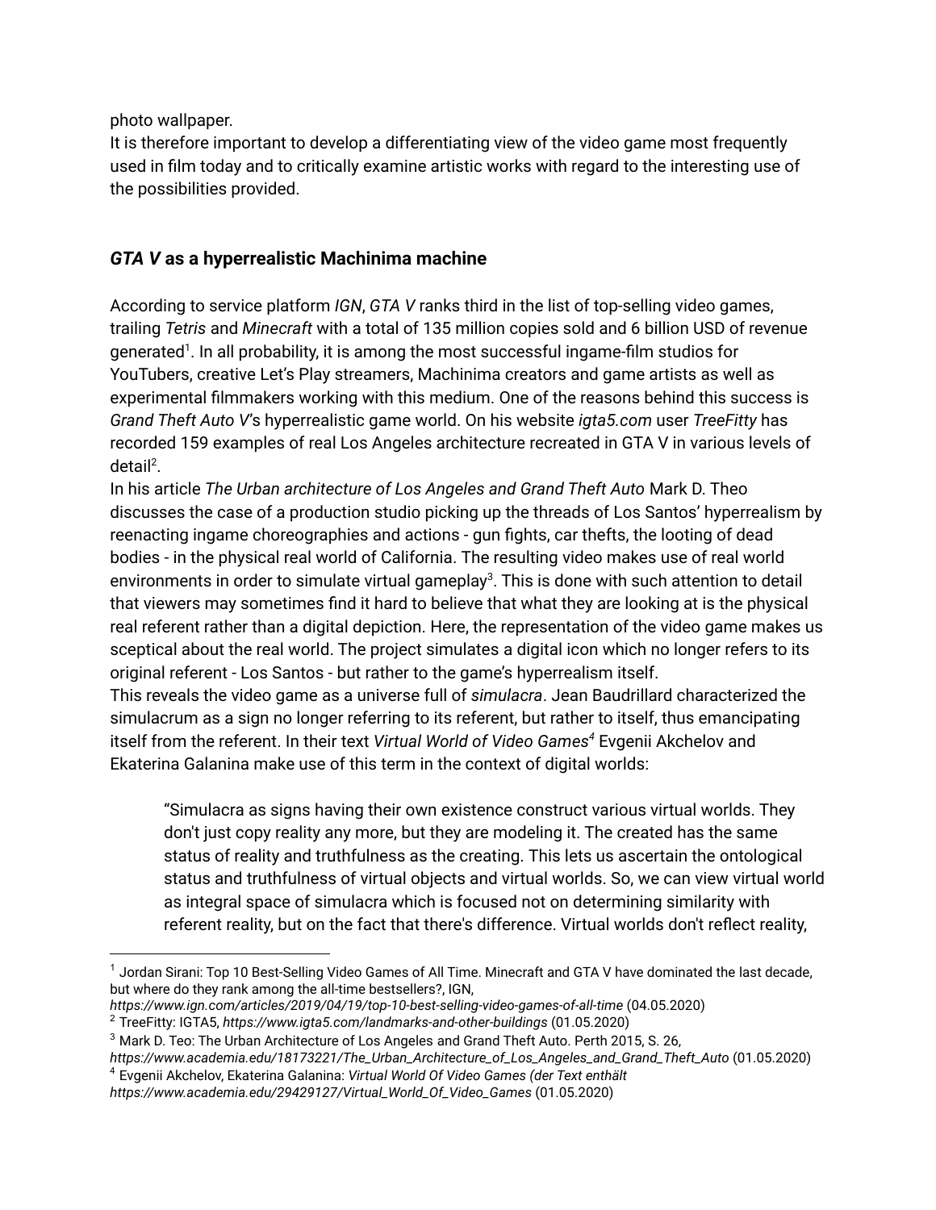photo wallpaper.
It is therefore important to develop a differentiating view of the video game most frequently used in film today and to critically examine artistic works with regard to the interesting use of the possibilities provided.

## *GTA V* as a hyperrealistic Machinima machine

According to service platform *IGN*, *GTA V* ranks third in the list of top-selling video games, trailing *Tetris* and *Minecraft* with a total of 135 million copies sold and 6 billion USD of revenue generated[1]. In all probability, it is among the most successful ingame-film studios for YouTubers, creative Let's Play streamers, Machinima creators and game artists as well as experimental filmmakers working with this medium. One of the reasons behind this success is *Grand Theft Auto V*'s hyperrealistic game world. On his website *igta5.com* user *TreeFitty* has recorded 159 examples of real Los Angeles architecture recreated in GTA V in various levels of detail[2].
In his article *The Urban architecture of Los Angeles and Grand Theft Auto* Mark D. Theo discusses the case of a production studio picking up the threads of Los Santos' hyperrealism by reenacting ingame choreographies and actions - gun fights, car thefts, the looting of dead bodies - in the physical real world of California. The resulting video makes use of real world environments in order to simulate virtual gameplay[3]. This is done with such attention to detail that viewers may sometimes find it hard to believe that what they are looking at is the physical real referent rather than a digital depiction. Here, the representation of the video game makes us sceptical about the real world. The project simulates a digital icon which no longer refers to its original referent - Los Santos - but rather to the game's hyperrealism itself.
This reveals the video game as a universe full of *simulacra*. Jean Baudrillard characterized the simulacrum as a sign no longer referring to its referent, but rather to itself, thus emancipating itself from the referent. In their text *Virtual World of Video Games*[4] Evgenii Akchelov and Ekaterina Galanina make use of this term in the context of digital worlds:

> "Simulacra as signs having their own existence construct various virtual worlds. They don't just copy reality any more, but they are modeling it. The created has the same status of reality and truthfulness as the creating. This lets us ascertain the ontological status and truthfulness of virtual objects and virtual worlds. So, we can view virtual world as integral space of simulacra which is focused not on determining similarity with referent reality, but on the fact that there's difference. Virtual worlds don't reflect reality,

---

[1] Jordan Sirani: Top 10 Best-Selling Video Games of All Time. Minecraft and GTA V have dominated the last decade, but where do they rank among the all-time bestsellers?, IGN, *https://www.ign.com/articles/2019/04/19/top-10-best-selling-video-games-of-all-time* (04.05.2020)

[2] TreeFitty: IGTA5, *https://www.igta5.com/landmarks-and-other-buildings* (01.05.2020)

[3] Mark D. Teo: The Urban Architecture of Los Angeles and Grand Theft Auto. Perth 2015, S. 26, *https://www.academia.edu/18173221/The_Urban_Architecture_of_Los_Angeles_and_Grand_Theft_Auto* (01.05.2020)

[4] Evgenii Akchelov, Ekaterina Galanina: *Virtual World Of Video Games (der Text enthält https://www.academia.edu/29427129/Virtual_World_Of_Video_Games* (01.05.2020)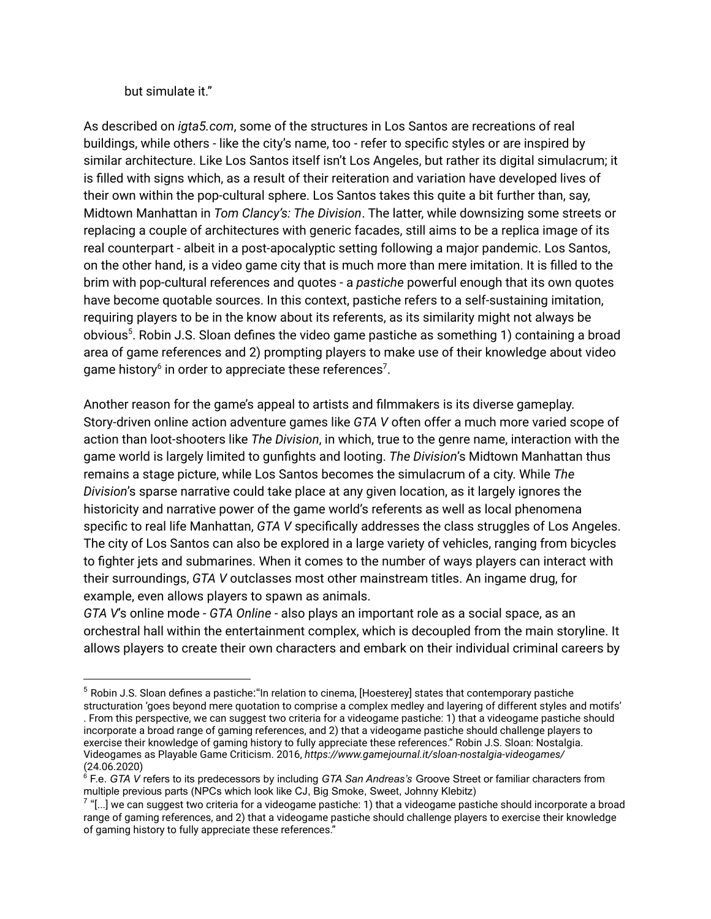but simulate it."

As described on *igta5.com*, some of the structures in Los Santos are recreations of real buildings, while others - like the city's name, too - refer to specific styles or are inspired by similar architecture. Like Los Santos itself isn't Los Angeles, but rather its digital simulacrum; it is filled with signs which, as a result of their reiteration and variation have developed lives of their own within the pop-cultural sphere. Los Santos takes this quite a bit further than, say, Midtown Manhattan in *Tom Clancy's: The Division*. The latter, while downsizing some streets or replacing a couple of architectures with generic facades, still aims to be a replica image of its real counterpart - albeit in a post-apocalyptic setting following a major pandemic. Los Santos, on the other hand, is a video game city that is much more than mere imitation. It is filled to the brim with pop-cultural references and quotes - a *pastiche* powerful enough that its own quotes have become quotable sources. In this context, pastiche refers to a self-sustaining imitation, requiring players to be in the know about its referents, as its similarity might not always be obvious[5]. Robin J.S. Sloan defines the video game pastiche as something 1) containing a broad area of game references and 2) prompting players to make use of their knowledge about video game history[6] in order to appreciate these references[7].

Another reason for the game's appeal to artists and filmmakers is its diverse gameplay. Story-driven online action adventure games like *GTA V* often offer a much more varied scope of action than loot-shooters like *The Division*, in which, true to the genre name, interaction with the game world is largely limited to gunfights and looting. *The Division*'s Midtown Manhattan thus remains a stage picture, while Los Santos becomes the simulacrum of a city. While *The Division*'s sparse narrative could take place at any given location, as it largely ignores the historicity and narrative power of the game world's referents as well as local phenomena specific to real life Manhattan, *GTA V* specifically addresses the class struggles of Los Angeles. The city of Los Santos can also be explored in a large variety of vehicles, ranging from bicycles to fighter jets and submarines. When it comes to the number of ways players can interact with their surroundings, *GTA V* outclasses most other mainstream titles. An ingame drug, for example, even allows players to spawn as animals.
*GTA V*'s online mode - *GTA Online* - also plays an important role as a social space, as an orchestral hall within the entertainment complex, which is decoupled from the main storyline. It allows players to create their own characters and embark on their individual criminal careers by

---

[5] Robin J.S. Sloan defines a pastiche:"In relation to cinema, [Hoesterey] states that contemporary pastiche structuration 'goes beyond mere quotation to comprise a complex medley and layering of different styles and motifs' . From this perspective, we can suggest two criteria for a videogame pastiche: 1) that a videogame pastiche should incorporate a broad range of gaming references, and 2) that a videogame pastiche should challenge players to exercise their knowledge of gaming history to fully appreciate these references." Robin J.S. Sloan: Nostalgia. Videogames as Playable Game Criticism. 2016, *https://www.gamejournal.it/sloan-nostalgia-videogames/* (24.06.2020)

[6] F.e. *GTA V* refers to its predecessors by including *GTA San Andreas's* Groove Street or familiar characters from multiple previous parts (NPCs which look like CJ, Big Smoke, Sweet, Johnny Klebitz)

[7] "[...] we can suggest two criteria for a videogame pastiche: 1) that a videogame pastiche should incorporate a broad range of gaming references, and 2) that a videogame pastiche should challenge players to exercise their knowledge of gaming history to fully appreciate these references."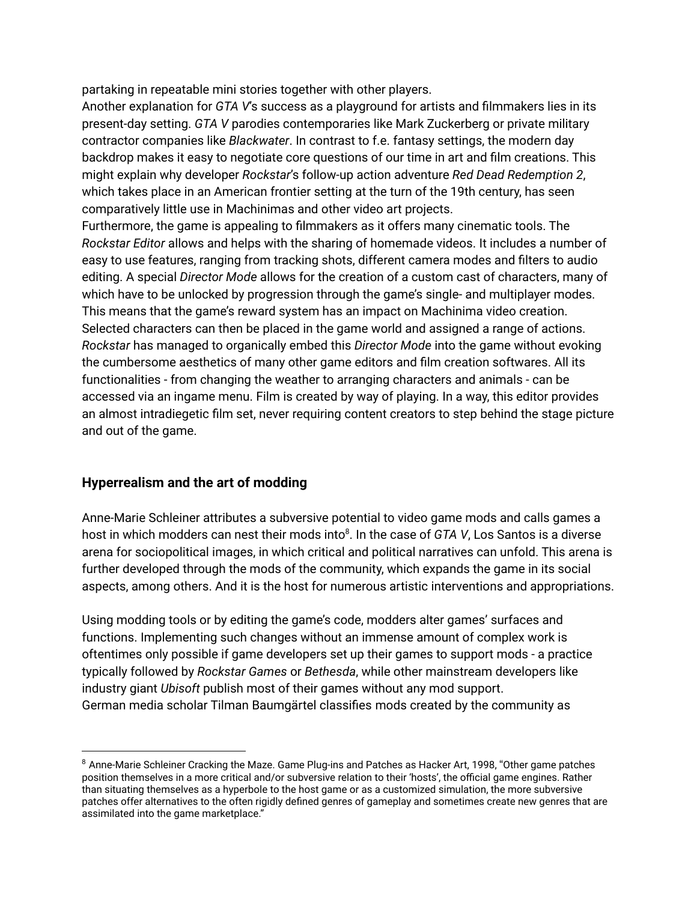partaking in repeatable mini stories together with other players.

Another explanation for *GTA V*'s success as a playground for artists and filmmakers lies in its present-day setting. *GTA V* parodies contemporaries like Mark Zuckerberg or private military contractor companies like *Blackwater*. In contrast to f.e. fantasy settings, the modern day backdrop makes it easy to negotiate core questions of our time in art and film creations. This might explain why developer *Rockstar*'s follow-up action adventure *Red Dead Redemption 2*, which takes place in an American frontier setting at the turn of the 19th century, has seen comparatively little use in Machinimas and other video art projects.

Furthermore, the game is appealing to filmmakers as it offers many cinematic tools. The *Rockstar Editor* allows and helps with the sharing of homemade videos. It includes a number of easy to use features, ranging from tracking shots, different camera modes and filters to audio editing. A special *Director Mode* allows for the creation of a custom cast of characters, many of which have to be unlocked by progression through the game's single- and multiplayer modes. This means that the game's reward system has an impact on Machinima video creation. Selected characters can then be placed in the game world and assigned a range of actions. *Rockstar* has managed to organically embed this *Director Mode* into the game without evoking the cumbersome aesthetics of many other game editors and film creation softwares. All its functionalities - from changing the weather to arranging characters and animals - can be accessed via an ingame menu. Film is created by way of playing. In a way, this editor provides an almost intradiegetic film set, never requiring content creators to step behind the stage picture and out of the game.

## Hyperrealism and the art of modding

Anne-Marie Schleiner attributes a subversive potential to video game mods and calls games a host in which modders can nest their mods into[8]. In the case of *GTA V*, Los Santos is a diverse arena for sociopolitical images, in which critical and political narratives can unfold. This arena is further developed through the mods of the community, which expands the game in its social aspects, among others. And it is the host for numerous artistic interventions and appropriations.

Using modding tools or by editing the game's code, modders alter games' surfaces and functions. Implementing such changes without an immense amount of complex work is oftentimes only possible if game developers set up their games to support mods - a practice typically followed by *Rockstar Games* or *Bethesda*, while other mainstream developers like industry giant *Ubisoft* publish most of their games without any mod support.

German media scholar Tilman Baumgärtel classifies mods created by the community as

---

[8] Anne-Marie Schleiner Cracking the Maze. Game Plug-ins and Patches as Hacker Art, 1998, "Other game patches position themselves in a more critical and/or subversive relation to their 'hosts', the official game engines. Rather than situating themselves as a hyperbole to the host game or as a customized simulation, the more subversive patches offer alternatives to the often rigidly defined genres of gameplay and sometimes create new genres that are assimilated into the game marketplace."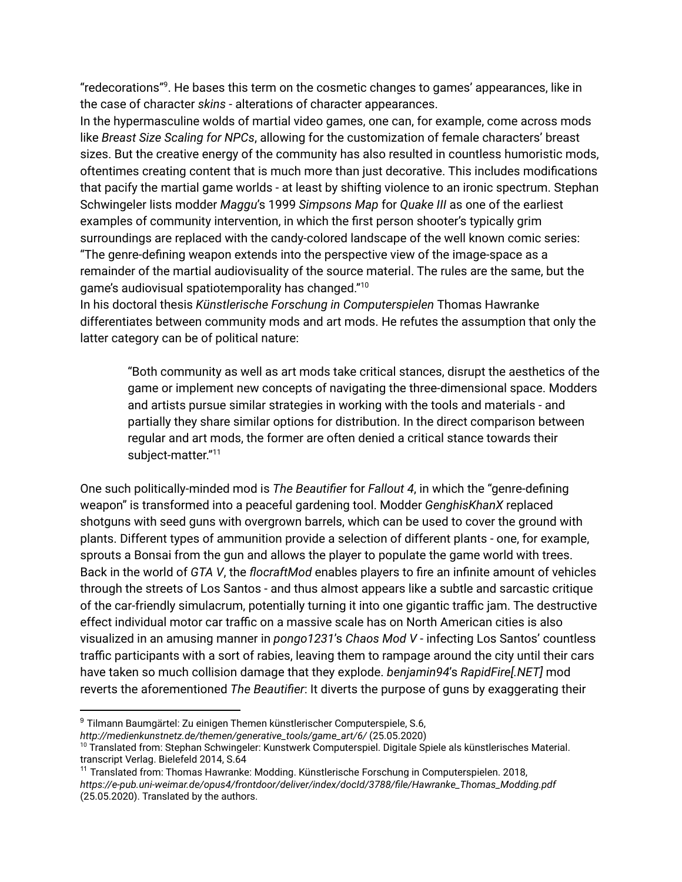"redecorations"[9]. He bases this term on the cosmetic changes to games' appearances, like in the case of character *skins* - alterations of character appearances.

In the hypermasculine wolds of martial video games, one can, for example, come across mods like *Breast Size Scaling for NPCs*, allowing for the customization of female characters' breast sizes. But the creative energy of the community has also resulted in countless humoristic mods, oftentimes creating content that is much more than just decorative. This includes modifications that pacify the martial game worlds - at least by shifting violence to an ironic spectrum. Stephan Schwingeler lists modder *Maggu*'s 1999 *Simpsons Map* for *Quake III* as one of the earliest examples of community intervention, in which the first person shooter's typically grim surroundings are replaced with the candy-colored landscape of the well known comic series: "The genre-defining weapon extends into the perspective view of the image-space as a remainder of the martial audiovisuality of the source material. The rules are the same, but the game's audiovisual spatiotemporality has changed."[10]

In his doctoral thesis *Künstlerische Forschung in Computerspielen* Thomas Hawranke differentiates between community mods and art mods. He refutes the assumption that only the latter category can be of political nature:

> "Both community as well as art mods take critical stances, disrupt the aesthetics of the game or implement new concepts of navigating the three-dimensional space. Modders and artists pursue similar strategies in working with the tools and materials - and partially they share similar options for distribution. In the direct comparison between regular and art mods, the former are often denied a critical stance towards their subject-matter."[11]

One such politically-minded mod is *The Beautifier* for *Fallout 4*, in which the "genre-defining weapon" is transformed into a peaceful gardening tool. Modder *GenghisKhanX* replaced shotguns with seed guns with overgrown barrels, which can be used to cover the ground with plants. Different types of ammunition provide a selection of different plants - one, for example, sprouts a Bonsai from the gun and allows the player to populate the game world with trees. Back in the world of *GTA V*, the *flocraftMod* enables players to fire an infinite amount of vehicles through the streets of Los Santos - and thus almost appears like a subtle and sarcastic critique of the car-friendly simulacrum, potentially turning it into one gigantic traffic jam. The destructive effect individual motor car traffic on a massive scale has on North American cities is also visualized in an amusing manner in *pongo1231*'s *Chaos Mod V* - infecting Los Santos' countless traffic participants with a sort of rabies, leaving them to rampage around the city until their cars have taken so much collision damage that they explode. *benjamin94*'s *RapidFire[.NET]* mod reverts the aforementioned *The Beautifier*: It diverts the purpose of guns by exaggerating their

---

[9] Tilmann Baumgärtel: Zu einigen Themen künstlerischer Computerspiele, S.6, *http://medienkunstnetz.de/themen/generative_tools/game_art/6/* (25.05.2020)

[10] Translated from: Stephan Schwingeler: Kunstwerk Computerspiel. Digitale Spiele als künstlerisches Material. transcript Verlag. Bielefeld 2014, S.64

[11] Translated from: Thomas Hawranke: Modding. Künstlerische Forschung in Computerspielen. 2018, *https://e-pub.uni-weimar.de/opus4/frontdoor/deliver/index/docId/3788/file/Hawranke_Thomas_Modding.pdf* (25.05.2020). Translated by the authors.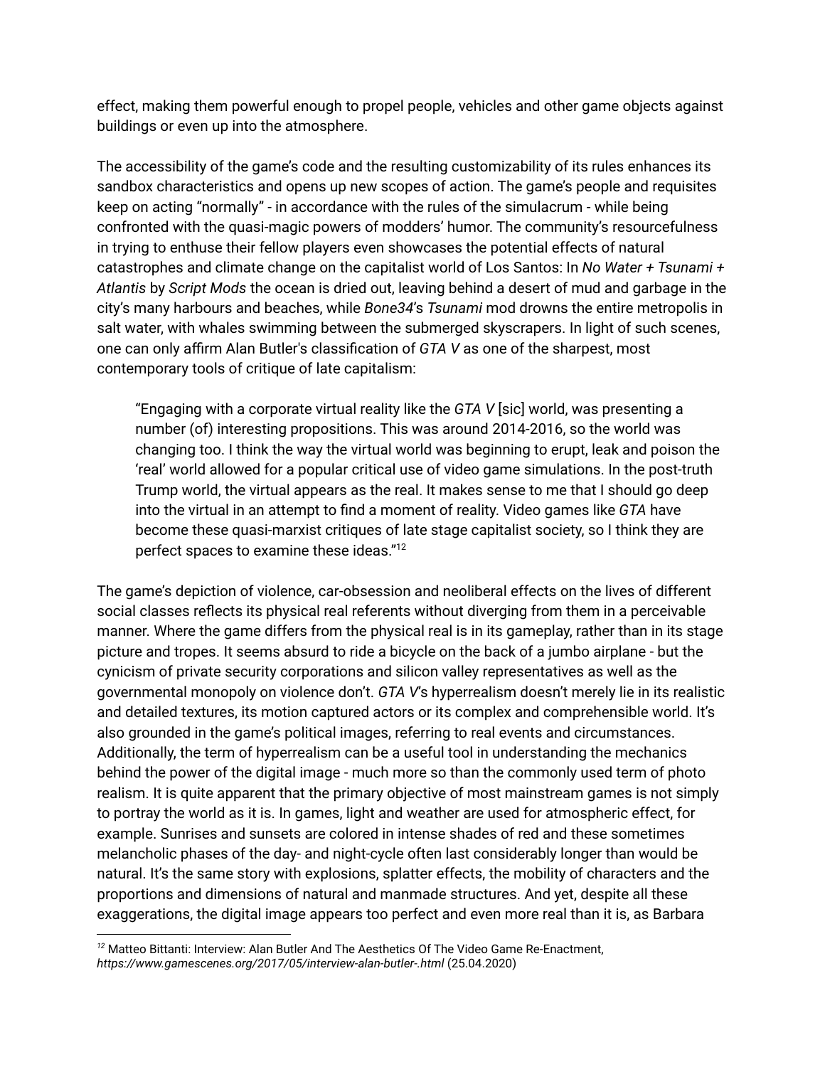effect, making them powerful enough to propel people, vehicles and other game objects against buildings or even up into the atmosphere.

The accessibility of the game's code and the resulting customizability of its rules enhances its sandbox characteristics and opens up new scopes of action. The game's people and requisites keep on acting "normally" - in accordance with the rules of the simulacrum - while being confronted with the quasi-magic powers of modders' humor. The community's resourcefulness in trying to enthuse their fellow players even showcases the potential effects of natural catastrophes and climate change on the capitalist world of Los Santos: In *No Water + Tsunami + Atlantis* by *Script Mods* the ocean is dried out, leaving behind a desert of mud and garbage in the city's many harbours and beaches, while *Bone34*'s *Tsunami* mod drowns the entire metropolis in salt water, with whales swimming between the submerged skyscrapers. In light of such scenes, one can only affirm Alan Butler's classification of *GTA V* as one of the sharpest, most contemporary tools of critique of late capitalism:

> "Engaging with a corporate virtual reality like the *GTA V* [sic] world, was presenting a number (of) interesting propositions. This was around 2014-2016, so the world was changing too. I think the way the virtual world was beginning to erupt, leak and poison the 'real' world allowed for a popular critical use of video game simulations. In the post-truth Trump world, the virtual appears as the real. It makes sense to me that I should go deep into the virtual in an attempt to find a moment of reality. Video games like *GTA* have become these quasi-marxist critiques of late stage capitalist society, so I think they are perfect spaces to examine these ideas."[12]

The game's depiction of violence, car-obsession and neoliberal effects on the lives of different social classes reflects its physical real referents without diverging from them in a perceivable manner. Where the game differs from the physical real is in its gameplay, rather than in its stage picture and tropes. It seems absurd to ride a bicycle on the back of a jumbo airplane - but the cynicism of private security corporations and silicon valley representatives as well as the governmental monopoly on violence don't. *GTA V*'s hyperrealism doesn't merely lie in its realistic and detailed textures, its motion captured actors or its complex and comprehensible world. It's also grounded in the game's political images, referring to real events and circumstances. Additionally, the term of hyperrealism can be a useful tool in understanding the mechanics behind the power of the digital image - much more so than the commonly used term of photo realism. It is quite apparent that the primary objective of most mainstream games is not simply to portray the world as it is. In games, light and weather are used for atmospheric effect, for example. Sunrises and sunsets are colored in intense shades of red and these sometimes melancholic phases of the day- and night-cycle often last considerably longer than would be natural. It's the same story with explosions, splatter effects, the mobility of characters and the proportions and dimensions of natural and manmade structures. And yet, despite all these exaggerations, the digital image appears too perfect and even more real than it is, as Barbara

---

[12] Matteo Bittanti: Interview: Alan Butler And The Aesthetics Of The Video Game Re-Enactment, *https://www.gamescenes.org/2017/05/interview-alan-butler-.html* (25.04.2020)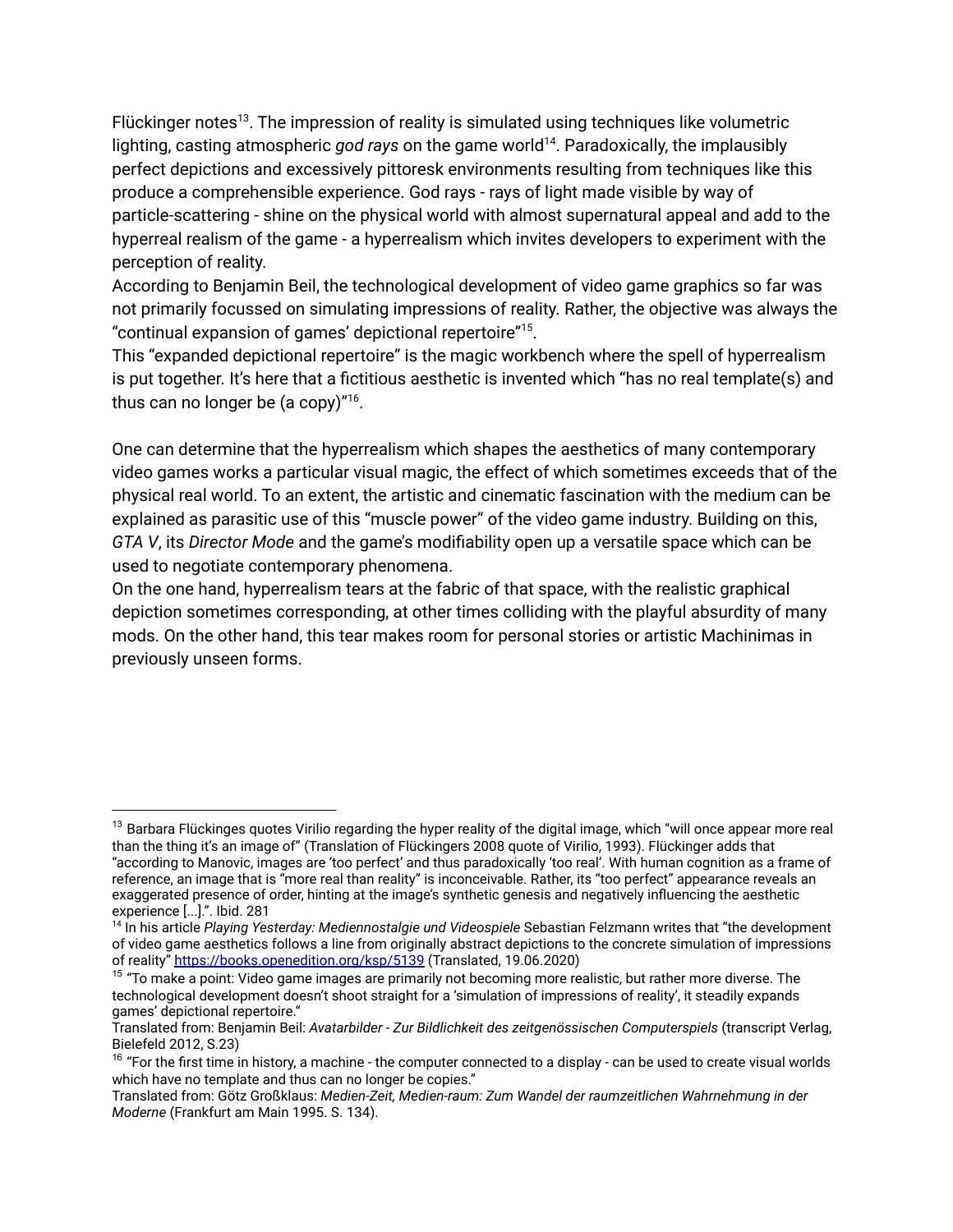Flückinger notes[13]. The impression of reality is simulated using techniques like volumetric lighting, casting atmospheric *god rays* on the game world[14]. Paradoxically, the implausibly perfect depictions and excessively pittoresk environments resulting from techniques like this produce a comprehensible experience. God rays - rays of light made visible by way of particle-scattering - shine on the physical world with almost supernatural appeal and add to the hyperreal realism of the game - a hyperrealism which invites developers to experiment with the perception of reality.
According to Benjamin Beil, the technological development of video game graphics so far was not primarily focussed on simulating impressions of reality. Rather, the objective was always the "continual expansion of games' depictional repertoire"[15].
This "expanded depictional repertoire" is the magic workbench where the spell of hyperrealism is put together. It's here that a fictitious aesthetic is invented which "has no real template(s) and thus can no longer be (a copy)"[16].

One can determine that the hyperrealism which shapes the aesthetics of many contemporary video games works a particular visual magic, the effect of which sometimes exceeds that of the physical real world. To an extent, the artistic and cinematic fascination with the medium can be explained as parasitic use of this "muscle power" of the video game industry. Building on this, *GTA V*, its *Director Mode* and the game's modifiability open up a versatile space which can be used to negotiate contemporary phenomena.
On the one hand, hyperrealism tears at the fabric of that space, with the realistic graphical depiction sometimes corresponding, at other times colliding with the playful absurdity of many mods. On the other hand, this tear makes room for personal stories or artistic Machinimas in previously unseen forms.

---

[13] Barbara Flückinges quotes Virilio regarding the hyper reality of the digital image, which "will once appear more real than the thing it's an image of" (Translation of Flückingers 2008 quote of Virilio, 1993). Flückinger adds that "according to Manovic, images are 'too perfect' and thus paradoxically 'too real'. With human cognition as a frame of reference, an image that is "more real than reality" is inconceivable. Rather, its "too perfect" appearance reveals an exaggerated presence of order, hinting at the image's synthetic genesis and negatively influencing the aesthetic experience [...].". Ibid. 281

[14] In his article *Playing Yesterday: Mediennostalgie und Videospiele* Sebastian Felzmann writes that "the development of video game aesthetics follows a line from originally abstract depictions to the concrete simulation of impressions of reality" https://books.openedition.org/ksp/5139 (Translated, 19.06.2020)

[15] "To make a point: Video game images are primarily not becoming more realistic, but rather more diverse. The technological development doesn't shoot straight for a 'simulation of impressions of reality', it steadily expands games' depictional repertoire."
Translated from: Benjamin Beil: *Avatarbilder - Zur Bildlichkeit des zeitgenössischen Computerspiels* (transcript Verlag, Bielefeld 2012, S.23)

[16] "For the first time in history, a machine - the computer connected to a display - can be used to create visual worlds which have no template and thus can no longer be copies."
Translated from: Götz Großklaus: *Medien-Zeit, Medien-raum: Zum Wandel der raumzeitlichen Wahrnehmung in der Moderne* (Frankfurt am Main 1995. S. 134).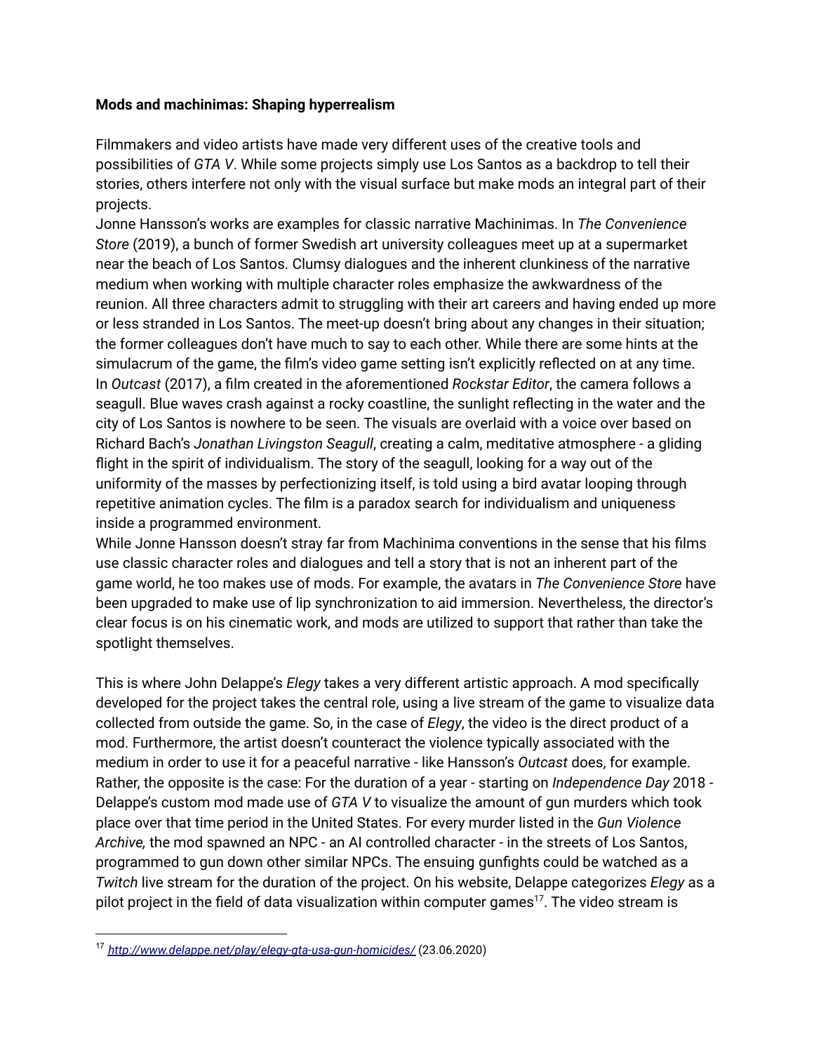**Mods and machinimas: Shaping hyperrealism**

Filmmakers and video artists have made very different uses of the creative tools and possibilities of *GTA V*. While some projects simply use Los Santos as a backdrop to tell their stories, others interfere not only with the visual surface but make mods an integral part of their projects.

Jonne Hansson's works are examples for classic narrative Machinimas. In *The Convenience Store* (2019), a bunch of former Swedish art university colleagues meet up at a supermarket near the beach of Los Santos. Clumsy dialogues and the inherent clunkiness of the narrative medium when working with multiple character roles emphasize the awkwardness of the reunion. All three characters admit to struggling with their art careers and having ended up more or less stranded in Los Santos. The meet-up doesn't bring about any changes in their situation; the former colleagues don't have much to say to each other. While there are some hints at the simulacrum of the game, the film's video game setting isn't explicitly reflected on at any time.

In *Outcast* (2017), a film created in the aforementioned *Rockstar Editor*, the camera follows a seagull. Blue waves crash against a rocky coastline, the sunlight reflecting in the water and the city of Los Santos is nowhere to be seen. The visuals are overlaid with a voice over based on Richard Bach's *Jonathan Livingston Seagull*, creating a calm, meditative atmosphere - a gliding flight in the spirit of individualism. The story of the seagull, looking for a way out of the uniformity of the masses by perfectionizing itself, is told using a bird avatar looping through repetitive animation cycles. The film is a paradox search for individualism and uniqueness inside a programmed environment.

While Jonne Hansson doesn't stray far from Machinima conventions in the sense that his films use classic character roles and dialogues and tell a story that is not an inherent part of the game world, he too makes use of mods. For example, the avatars in *The Convenience Store* have been upgraded to make use of lip synchronization to aid immersion. Nevertheless, the director's clear focus is on his cinematic work, and mods are utilized to support that rather than take the spotlight themselves.

This is where John Delappe's *Elegy* takes a very different artistic approach. A mod specifically developed for the project takes the central role, using a live stream of the game to visualize data collected from outside the game. So, in the case of *Elegy*, the video is the direct product of a mod. Furthermore, the artist doesn't counteract the violence typically associated with the medium in order to use it for a peaceful narrative - like Hansson's *Outcast* does, for example. Rather, the opposite is the case: For the duration of a year - starting on *Independence Day* 2018 - Delappe's custom mod made use of *GTA V* to visualize the amount of gun murders which took place over that time period in the United States. For every murder listed in the *Gun Violence Archive,* the mod spawned an NPC - an AI controlled character - in the streets of Los Santos, programmed to gun down other similar NPCs. The ensuing gunfights could be watched as a *Twitch* live stream for the duration of the project. On his website, Delappe categorizes *Elegy* as a pilot project in the field of data visualization within computer games[17]. The video stream is

[17] *http://www.delappe.net/play/elegy-gta-usa-gun-homicides/* (23.06.2020)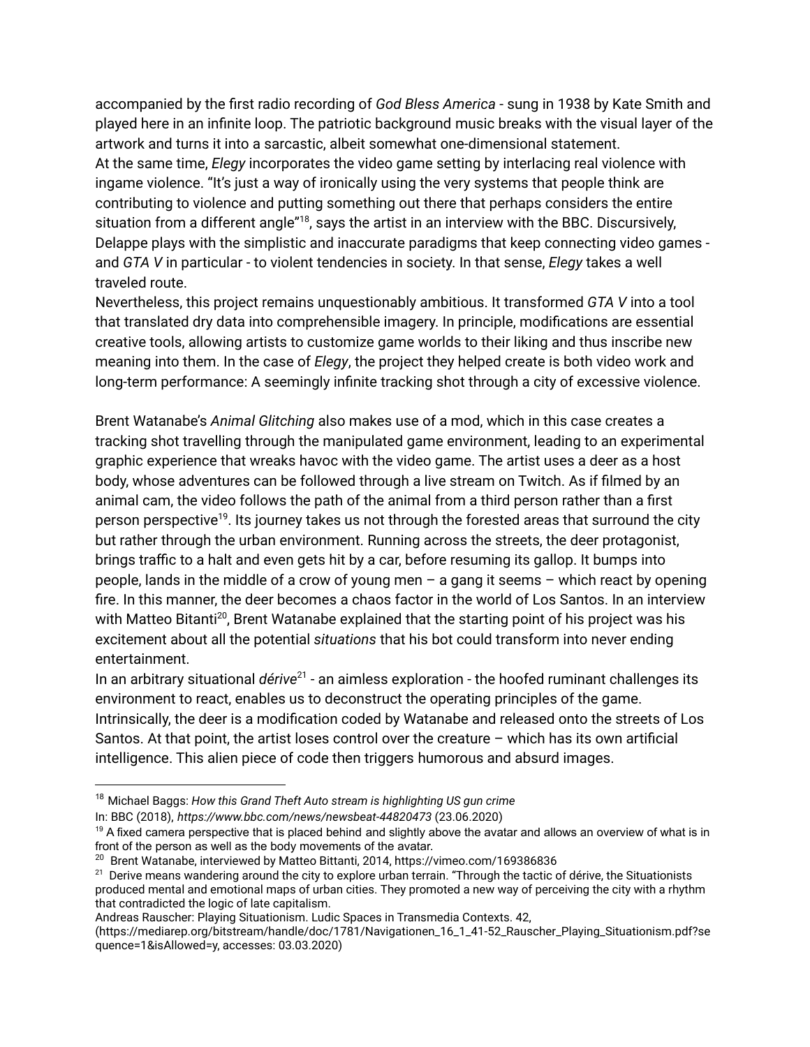accompanied by the first radio recording of *God Bless America* - sung in 1938 by Kate Smith and played here in an infinite loop. The patriotic background music breaks with the visual layer of the artwork and turns it into a sarcastic, albeit somewhat one-dimensional statement.
At the same time, *Elegy* incorporates the video game setting by interlacing real violence with ingame violence. "It's just a way of ironically using the very systems that people think are contributing to violence and putting something out there that perhaps considers the entire situation from a different angle"[18], says the artist in an interview with the BBC. Discursively, Delappe plays with the simplistic and inaccurate paradigms that keep connecting video games - and *GTA V* in particular - to violent tendencies in society. In that sense, *Elegy* takes a well traveled route.
Nevertheless, this project remains unquestionably ambitious. It transformed *GTA V* into a tool that translated dry data into comprehensible imagery. In principle, modifications are essential creative tools, allowing artists to customize game worlds to their liking and thus inscribe new meaning into them. In the case of *Elegy*, the project they helped create is both video work and long-term performance: A seemingly infinite tracking shot through a city of excessive violence.

Brent Watanabe's *Animal Glitching* also makes use of a mod, which in this case creates a tracking shot travelling through the manipulated game environment, leading to an experimental graphic experience that wreaks havoc with the video game. The artist uses a deer as a host body, whose adventures can be followed through a live stream on Twitch. As if filmed by an animal cam, the video follows the path of the animal from a third person rather than a first person perspective[19]. Its journey takes us not through the forested areas that surround the city but rather through the urban environment. Running across the streets, the deer protagonist, brings traffic to a halt and even gets hit by a car, before resuming its gallop. It bumps into people, lands in the middle of a crow of young men – a gang it seems – which react by opening fire. In this manner, the deer becomes a chaos factor in the world of Los Santos. In an interview with Matteo Bitanti[20], Brent Watanabe explained that the starting point of his project was his excitement about all the potential *situations* that his bot could transform into never ending entertainment.
In an arbitrary situational *dérive*[21] - an aimless exploration - the hoofed ruminant challenges its environment to react, enables us to deconstruct the operating principles of the game. Intrinsically, the deer is a modification coded by Watanabe and released onto the streets of Los Santos. At that point, the artist loses control over the creature – which has its own artificial intelligence. This alien piece of code then triggers humorous and absurd images.

---

[18] Michael Baggs: *How this Grand Theft Auto stream is highlighting US gun crime*
In: BBC (2018), *https://www.bbc.com/news/newsbeat-44820473* (23.06.2020)

[19] A fixed camera perspective that is placed behind and slightly above the avatar and allows an overview of what is in front of the person as well as the body movements of the avatar.

[20] Brent Watanabe, interviewed by Matteo Bittanti, 2014, https://vimeo.com/169386836

[21] Derive means wandering around the city to explore urban terrain. "Through the tactic of dérive, the Situationists produced mental and emotional maps of urban cities. They promoted a new way of perceiving the city with a rhythm that contradicted the logic of late capitalism.
Andreas Rauscher: Playing Situationism. Ludic Spaces in Transmedia Contexts. 42,
(https://mediarep.org/bitstream/handle/doc/1781/Navigationen_16_1_41-52_Rauscher_Playing_Situationism.pdf?sequence=1&isAllowed=y, accesses: 03.03.2020)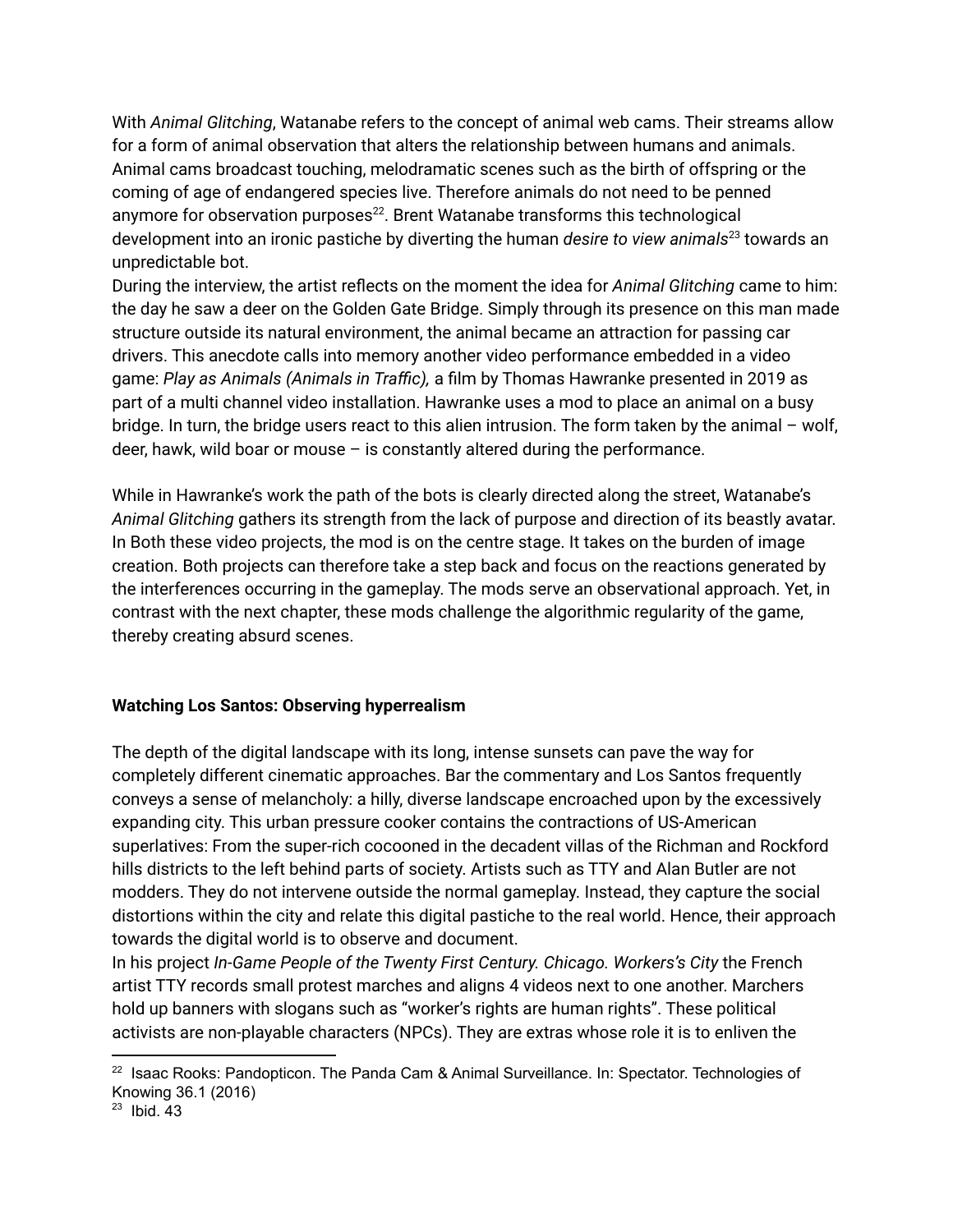With *Animal Glitching*, Watanabe refers to the concept of animal web cams. Their streams allow for a form of animal observation that alters the relationship between humans and animals. Animal cams broadcast touching, melodramatic scenes such as the birth of offspring or the coming of age of endangered species live. Therefore animals do not need to be penned anymore for observation purposes[22]. Brent Watanabe transforms this technological development into an ironic pastiche by diverting the human *desire to view animals*[23] towards an unpredictable bot.
During the interview, the artist reflects on the moment the idea for *Animal Glitching* came to him: the day he saw a deer on the Golden Gate Bridge. Simply through its presence on this man made structure outside its natural environment, the animal became an attraction for passing car drivers. This anecdote calls into memory another video performance embedded in a video game: *Play as Animals (Animals in Traffic),* a film by Thomas Hawranke presented in 2019 as part of a multi channel video installation. Hawranke uses a mod to place an animal on a busy bridge. In turn, the bridge users react to this alien intrusion. The form taken by the animal – wolf, deer, hawk, wild boar or mouse – is constantly altered during the performance.

While in Hawranke's work the path of the bots is clearly directed along the street, Watanabe's *Animal Glitching* gathers its strength from the lack of purpose and direction of its beastly avatar. In Both these video projects, the mod is on the centre stage. It takes on the burden of image creation. Both projects can therefore take a step back and focus on the reactions generated by the interferences occurring in the gameplay. The mods serve an observational approach. Yet, in contrast with the next chapter, these mods challenge the algorithmic regularity of the game, thereby creating absurd scenes.

**Watching Los Santos: Observing hyperrealism**

The depth of the digital landscape with its long, intense sunsets can pave the way for completely different cinematic approaches. Bar the commentary and Los Santos frequently conveys a sense of melancholy: a hilly, diverse landscape encroached upon by the excessively expanding city. This urban pressure cooker contains the contractions of US-American superlatives: From the super-rich cocooned in the decadent villas of the Richman and Rockford hills districts to the left behind parts of society. Artists such as TTY and Alan Butler are not modders. They do not intervene outside the normal gameplay. Instead, they capture the social distortions within the city and relate this digital pastiche to the real world. Hence, their approach towards the digital world is to observe and document.
In his project *In-Game People of the Twenty First Century. Chicago. Workers's City* the French artist TTY records small protest marches and aligns 4 videos next to one another. Marchers hold up banners with slogans such as "worker's rights are human rights". These political activists are non-playable characters (NPCs). They are extras whose role it is to enliven the

---

[22] Isaac Rooks: Pandopticon. The Panda Cam & Animal Surveillance. In: Spectator. Technologies of Knowing 36.1 (2016)
[23] Ibid. 43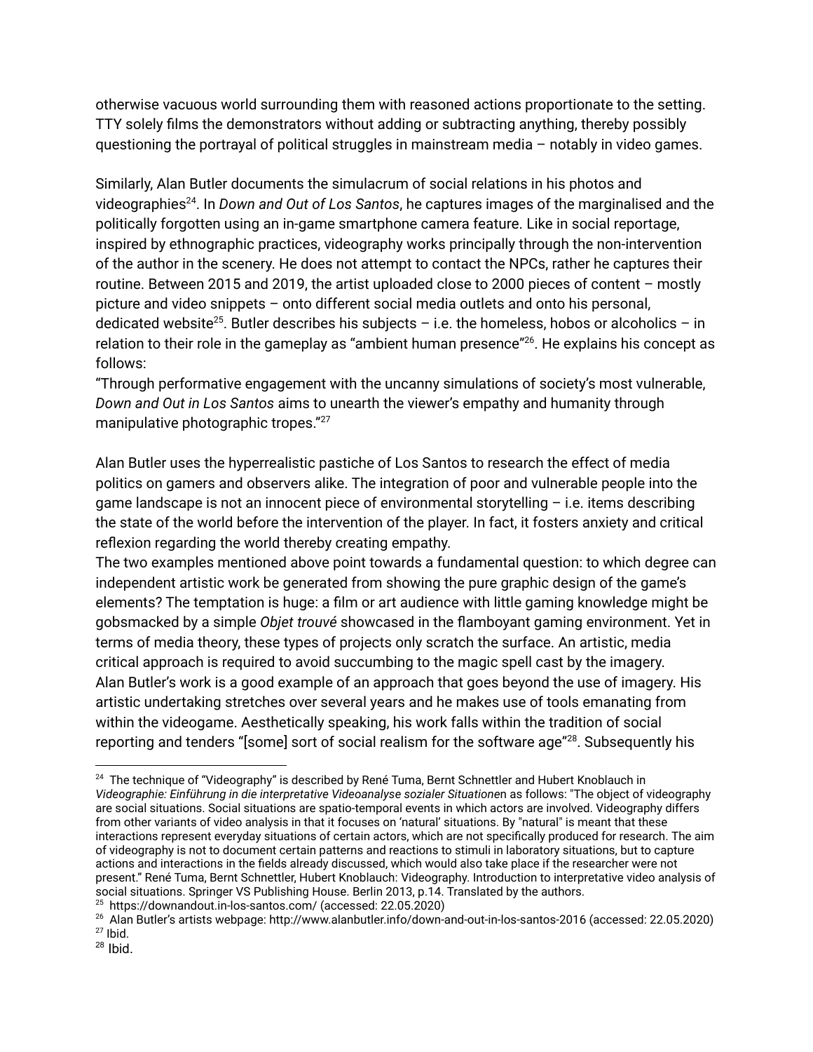otherwise vacuous world surrounding them with reasoned actions proportionate to the setting. TTY solely films the demonstrators without adding or subtracting anything, thereby possibly questioning the portrayal of political struggles in mainstream media – notably in video games.

Similarly, Alan Butler documents the simulacrum of social relations in his photos and videographies[24]. In *Down and Out of Los Santos*, he captures images of the marginalised and the politically forgotten using an in-game smartphone camera feature. Like in social reportage, inspired by ethnographic practices, videography works principally through the non-intervention of the author in the scenery. He does not attempt to contact the NPCs, rather he captures their routine. Between 2015 and 2019, the artist uploaded close to 2000 pieces of content – mostly picture and video snippets – onto different social media outlets and onto his personal, dedicated website[25]. Butler describes his subjects – i.e. the homeless, hobos or alcoholics – in relation to their role in the gameplay as "ambient human presence"[26]. He explains his concept as follows:

"Through performative engagement with the uncanny simulations of society's most vulnerable, *Down and Out in Los Santos* aims to unearth the viewer's empathy and humanity through manipulative photographic tropes."[27]

Alan Butler uses the hyperrealistic pastiche of Los Santos to research the effect of media politics on gamers and observers alike. The integration of poor and vulnerable people into the game landscape is not an innocent piece of environmental storytelling – i.e. items describing the state of the world before the intervention of the player. In fact, it fosters anxiety and critical reflexion regarding the world thereby creating empathy.

The two examples mentioned above point towards a fundamental question: to which degree can independent artistic work be generated from showing the pure graphic design of the game's elements? The temptation is huge: a film or art audience with little gaming knowledge might be gobsmacked by a simple *Objet trouvé* showcased in the flamboyant gaming environment. Yet in terms of media theory, these types of projects only scratch the surface. An artistic, media critical approach is required to avoid succumbing to the magic spell cast by the imagery.

Alan Butler's work is a good example of an approach that goes beyond the use of imagery. His artistic undertaking stretches over several years and he makes use of tools emanating from within the videogame. Aesthetically speaking, his work falls within the tradition of social reporting and tenders "[some] sort of social realism for the software age"[28]. Subsequently his

---

[24] The technique of "Videography" is described by René Tuma, Bernt Schnettler and Hubert Knoblauch in *Videographie: Einführung in die interpretative Videoanalyse sozialer Situatione*n as follows: "The object of videography are social situations. Social situations are spatio-temporal events in which actors are involved. Videography differs from other variants of video analysis in that it focuses on 'natural' situations. By "natural" is meant that these interactions represent everyday situations of certain actors, which are not specifically produced for research. The aim of videography is not to document certain patterns and reactions to stimuli in laboratory situations, but to capture actions and interactions in the fields already discussed, which would also take place if the researcher were not present." René Tuma, Bernt Schnettler, Hubert Knoblauch: Videography. Introduction to interpretative video analysis of social situations. Springer VS Publishing House. Berlin 2013, p.14. Translated by the authors.

[25] https://downandout.in-los-santos.com/ (accessed: 22.05.2020)

[26] Alan Butler's artists webpage: http://www.alanbutler.info/down-and-out-in-los-santos-2016 (accessed: 22.05.2020)

[27] Ibid.

[28] Ibid.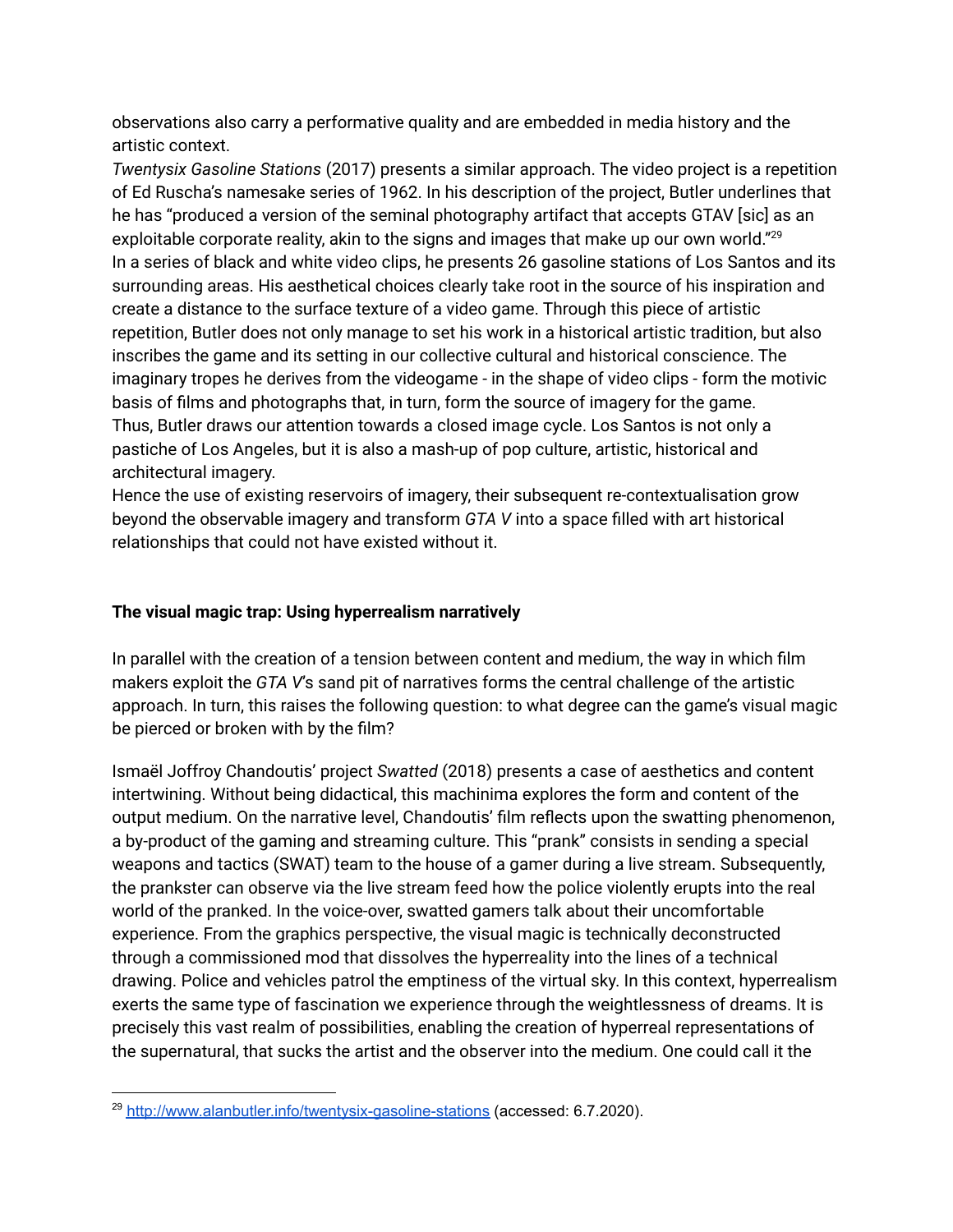observations also carry a performative quality and are embedded in media history and the artistic context.

*Twentysix Gasoline Stations* (2017) presents a similar approach. The video project is a repetition of Ed Ruscha's namesake series of 1962. In his description of the project, Butler underlines that he has "produced a version of the seminal photography artifact that accepts GTAV [sic] as an exploitable corporate reality, akin to the signs and images that make up our own world."[29]

In a series of black and white video clips, he presents 26 gasoline stations of Los Santos and its surrounding areas. His aesthetical choices clearly take root in the source of his inspiration and create a distance to the surface texture of a video game. Through this piece of artistic repetition, Butler does not only manage to set his work in a historical artistic tradition, but also inscribes the game and its setting in our collective cultural and historical conscience. The imaginary tropes he derives from the videogame - in the shape of video clips - form the motivic basis of films and photographs that, in turn, form the source of imagery for the game.

Thus, Butler draws our attention towards a closed image cycle. Los Santos is not only a pastiche of Los Angeles, but it is also a mash-up of pop culture, artistic, historical and architectural imagery.

Hence the use of existing reservoirs of imagery, their subsequent re-contextualisation grow beyond the observable imagery and transform *GTA V* into a space filled with art historical relationships that could not have existed without it.

## The visual magic trap: Using hyperrealism narratively

In parallel with the creation of a tension between content and medium, the way in which film makers exploit the *GTA V*'s sand pit of narratives forms the central challenge of the artistic approach. In turn, this raises the following question: to what degree can the game's visual magic be pierced or broken with by the film?

Ismaël Joffroy Chandoutis' project *Swatted* (2018) presents a case of aesthetics and content intertwining. Without being didactical, this machinima explores the form and content of the output medium. On the narrative level, Chandoutis' film reflects upon the swatting phenomenon, a by-product of the gaming and streaming culture. This "prank" consists in sending a special weapons and tactics (SWAT) team to the house of a gamer during a live stream. Subsequently, the prankster can observe via the live stream feed how the police violently erupts into the real world of the pranked. In the voice-over, swatted gamers talk about their uncomfortable experience. From the graphics perspective, the visual magic is technically deconstructed through a commissioned mod that dissolves the hyperreality into the lines of a technical drawing. Police and vehicles patrol the emptiness of the virtual sky. In this context, hyperrealism exerts the same type of fascination we experience through the weightlessness of dreams. It is precisely this vast realm of possibilities, enabling the creation of hyperreal representations of the supernatural, that sucks the artist and the observer into the medium. One could call it the

[29] http://www.alanbutler.info/twentysix-gasoline-stations (accessed: 6.7.2020).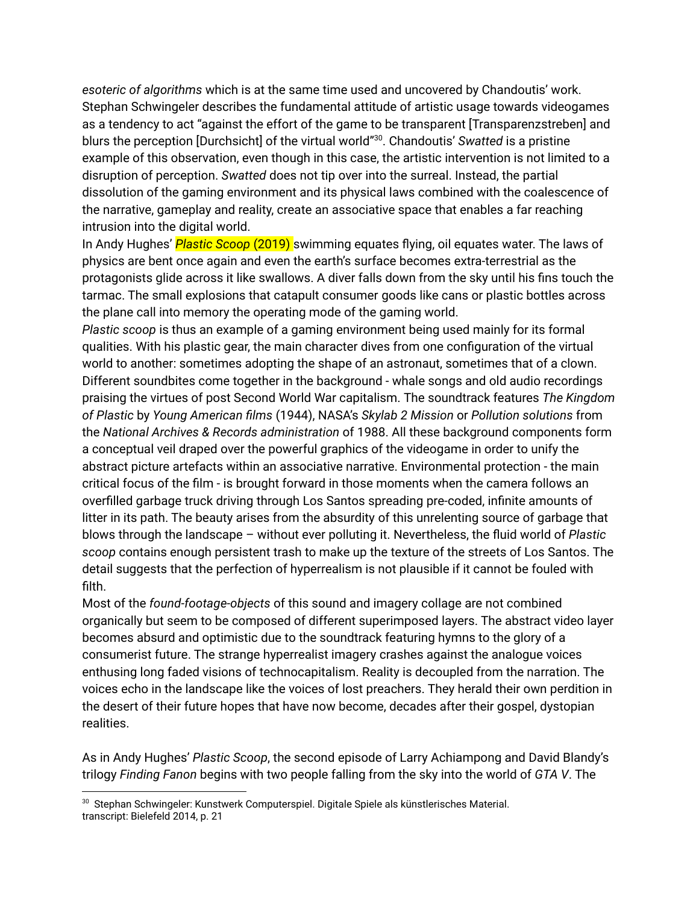*esoteric of algorithms* which is at the same time used and uncovered by Chandoutis' work. Stephan Schwingeler describes the fundamental attitude of artistic usage towards videogames as a tendency to act "against the effort of the game to be transparent [Transparenzstreben] and blurs the perception [Durchsicht] of the virtual world"[30]. Chandoutis' *Swatted* is a pristine example of this observation, even though in this case, the artistic intervention is not limited to a disruption of perception. *Swatted* does not tip over into the surreal. Instead, the partial dissolution of the gaming environment and its physical laws combined with the coalescence of the narrative, gameplay and reality, create an associative space that enables a far reaching intrusion into the digital world.

In Andy Hughes' *Plastic Scoop* (2019) swimming equates flying, oil equates water. The laws of physics are bent once again and even the earth's surface becomes extra-terrestrial as the protagonists glide across it like swallows. A diver falls down from the sky until his fins touch the tarmac. The small explosions that catapult consumer goods like cans or plastic bottles across the plane call into memory the operating mode of the gaming world.

*Plastic scoop* is thus an example of a gaming environment being used mainly for its formal qualities. With his plastic gear, the main character dives from one configuration of the virtual world to another: sometimes adopting the shape of an astronaut, sometimes that of a clown. Different soundbites come together in the background - whale songs and old audio recordings praising the virtues of post Second World War capitalism. The soundtrack features *The Kingdom of Plastic* by *Young American films* (1944), NASA's *Skylab 2 Mission* or *Pollution solutions* from the *National Archives & Records administration* of 1988. All these background components form a conceptual veil draped over the powerful graphics of the videogame in order to unify the abstract picture artefacts within an associative narrative. Environmental protection - the main critical focus of the film - is brought forward in those moments when the camera follows an overfilled garbage truck driving through Los Santos spreading pre-coded, infinite amounts of litter in its path. The beauty arises from the absurdity of this unrelenting source of garbage that blows through the landscape – without ever polluting it. Nevertheless, the fluid world of *Plastic scoop* contains enough persistent trash to make up the texture of the streets of Los Santos. The detail suggests that the perfection of hyperrealism is not plausible if it cannot be fouled with filth.

Most of the *found-footage-objects* of this sound and imagery collage are not combined organically but seem to be composed of different superimposed layers. The abstract video layer becomes absurd and optimistic due to the soundtrack featuring hymns to the glory of a consumerist future. The strange hyperrealist imagery crashes against the analogue voices enthusing long faded visions of technocapitalism. Reality is decoupled from the narration. The voices echo in the landscape like the voices of lost preachers. They herald their own perdition in the desert of their future hopes that have now become, decades after their gospel, dystopian realities.

As in Andy Hughes' *Plastic Scoop*, the second episode of Larry Achiampong and David Blandy's trilogy *Finding Fanon* begins with two people falling from the sky into the world of *GTA V*. The

---

[30] Stephan Schwingeler: Kunstwerk Computerspiel. Digitale Spiele als künstlerisches Material. transcript: Bielefeld 2014, p. 21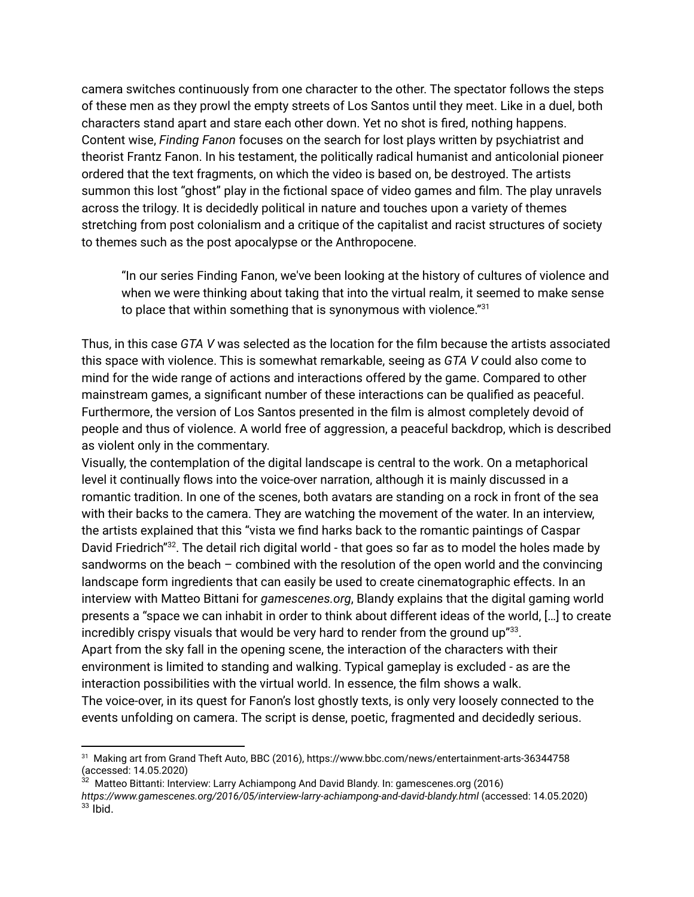camera switches continuously from one character to the other. The spectator follows the steps of these men as they prowl the empty streets of Los Santos until they meet. Like in a duel, both characters stand apart and stare each other down. Yet no shot is fired, nothing happens. Content wise, *Finding Fanon* focuses on the search for lost plays written by psychiatrist and theorist Frantz Fanon. In his testament, the politically radical humanist and anticolonial pioneer ordered that the text fragments, on which the video is based on, be destroyed. The artists summon this lost "ghost" play in the fictional space of video games and film. The play unravels across the trilogy. It is decidedly political in nature and touches upon a variety of themes stretching from post colonialism and a critique of the capitalist and racist structures of society to themes such as the post apocalypse or the Anthropocene.

> "In our series Finding Fanon, we've been looking at the history of cultures of violence and when we were thinking about taking that into the virtual realm, it seemed to make sense to place that within something that is synonymous with violence."[31]

Thus, in this case *GTA V* was selected as the location for the film because the artists associated this space with violence. This is somewhat remarkable, seeing as *GTA V* could also come to mind for the wide range of actions and interactions offered by the game. Compared to other mainstream games, a significant number of these interactions can be qualified as peaceful. Furthermore, the version of Los Santos presented in the film is almost completely devoid of people and thus of violence. A world free of aggression, a peaceful backdrop, which is described as violent only in the commentary.

Visually, the contemplation of the digital landscape is central to the work. On a metaphorical level it continually flows into the voice-over narration, although it is mainly discussed in a romantic tradition. In one of the scenes, both avatars are standing on a rock in front of the sea with their backs to the camera. They are watching the movement of the water. In an interview, the artists explained that this "vista we find harks back to the romantic paintings of Caspar David Friedrich"[32]. The detail rich digital world - that goes so far as to model the holes made by sandworms on the beach – combined with the resolution of the open world and the convincing landscape form ingredients that can easily be used to create cinematographic effects. In an interview with Matteo Bittani for *gamescenes.org*, Blandy explains that the digital gaming world presents a "space we can inhabit in order to think about different ideas of the world, […] to create incredibly crispy visuals that would be very hard to render from the ground up"[33].

Apart from the sky fall in the opening scene, the interaction of the characters with their environment is limited to standing and walking. Typical gameplay is excluded - as are the interaction possibilities with the virtual world. In essence, the film shows a walk.

The voice-over, in its quest for Fanon's lost ghostly texts, is only very loosely connected to the events unfolding on camera. The script is dense, poetic, fragmented and decidedly serious.

---

[31] Making art from Grand Theft Auto, BBC (2016), https://www.bbc.com/news/entertainment-arts-36344758 (accessed: 14.05.2020)

[32] Matteo Bittanti: Interview: Larry Achiampong And David Blandy. In: gamescenes.org (2016) *https://www.gamescenes.org/2016/05/interview-larry-achiampong-and-david-blandy.html* (accessed: 14.05.2020)

[33] Ibid.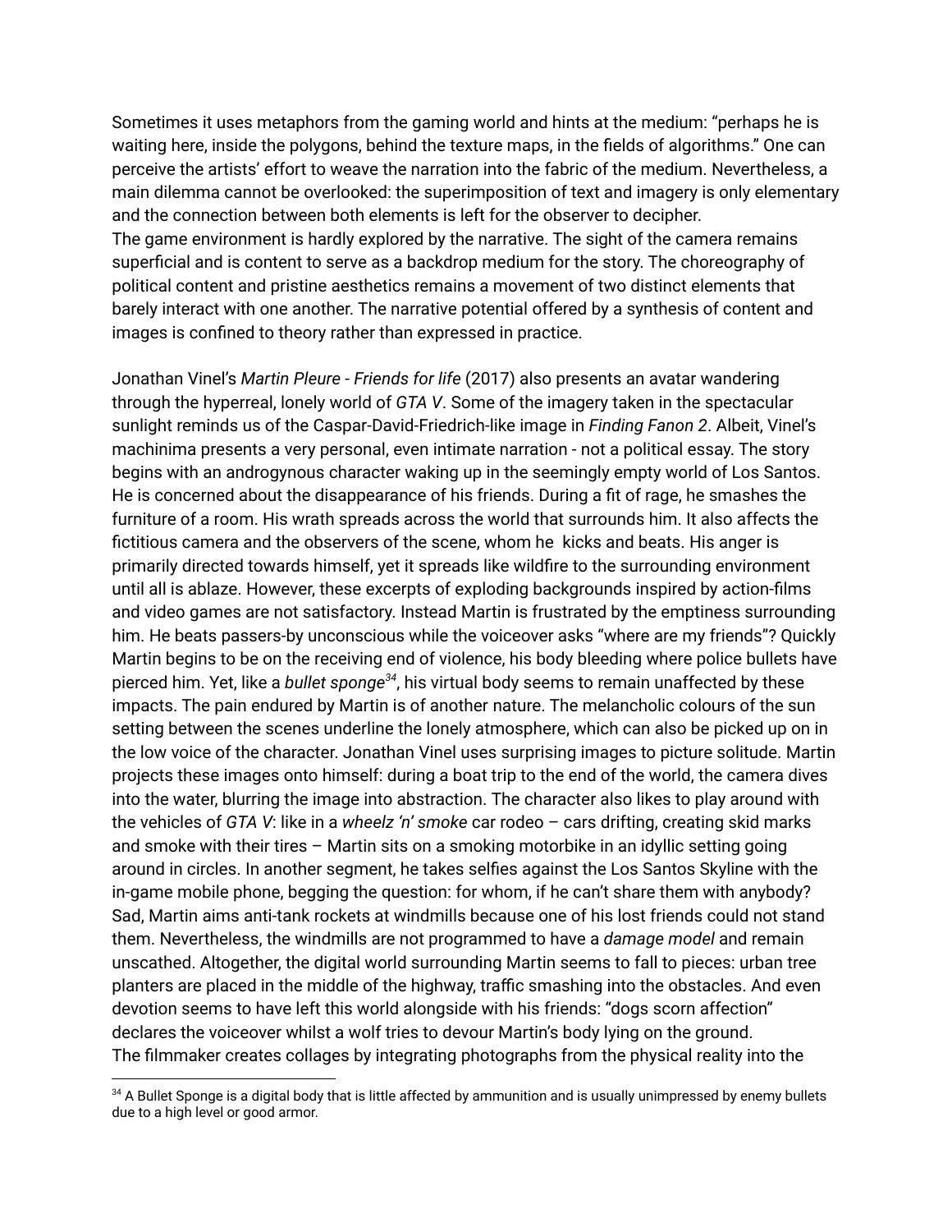Sometimes it uses metaphors from the gaming world and hints at the medium: "perhaps he is waiting here, inside the polygons, behind the texture maps, in the fields of algorithms." One can perceive the artists' effort to weave the narration into the fabric of the medium. Nevertheless, a main dilemma cannot be overlooked: the superimposition of text and imagery is only elementary and the connection between both elements is left for the observer to decipher.
The game environment is hardly explored by the narrative. The sight of the camera remains superficial and is content to serve as a backdrop medium for the story. The choreography of political content and pristine aesthetics remains a movement of two distinct elements that barely interact with one another. The narrative potential offered by a synthesis of content and images is confined to theory rather than expressed in practice.

Jonathan Vinel's *Martin Pleure - Friends for life* (2017) also presents an avatar wandering through the hyperreal, lonely world of *GTA V*. Some of the imagery taken in the spectacular sunlight reminds us of the Caspar-David-Friedrich-like image in *Finding Fanon 2*. Albeit, Vinel's machinima presents a very personal, even intimate narration - not a political essay. The story begins with an androgynous character waking up in the seemingly empty world of Los Santos. He is concerned about the disappearance of his friends. During a fit of rage, he smashes the furniture of a room. His wrath spreads across the world that surrounds him. It also affects the fictitious camera and the observers of the scene, whom he  kicks and beats. His anger is primarily directed towards himself, yet it spreads like wildfire to the surrounding environment until all is ablaze. However, these excerpts of exploding backgrounds inspired by action-films and video games are not satisfactory. Instead Martin is frustrated by the emptiness surrounding him. He beats passers-by unconscious while the voiceover asks "where are my friends"? Quickly Martin begins to be on the receiving end of violence, his body bleeding where police bullets have pierced him. Yet, like a *bullet sponge*[34], his virtual body seems to remain unaffected by these impacts. The pain endured by Martin is of another nature. The melancholic colours of the sun setting between the scenes underline the lonely atmosphere, which can also be picked up on in the low voice of the character. Jonathan Vinel uses surprising images to picture solitude. Martin projects these images onto himself: during a boat trip to the end of the world, the camera dives into the water, blurring the image into abstraction. The character also likes to play around with the vehicles of *GTA V*: like in a *wheelz 'n' smoke* car rodeo – cars drifting, creating skid marks and smoke with their tires – Martin sits on a smoking motorbike in an idyllic setting going around in circles. In another segment, he takes selfies against the Los Santos Skyline with the in-game mobile phone, begging the question: for whom, if he can't share them with anybody? Sad, Martin aims anti-tank rockets at windmills because one of his lost friends could not stand them. Nevertheless, the windmills are not programmed to have a *damage model* and remain unscathed. Altogether, the digital world surrounding Martin seems to fall to pieces: urban tree planters are placed in the middle of the highway, traffic smashing into the obstacles. And even devotion seems to have left this world alongside with his friends: "dogs scorn affection" declares the voiceover whilst a wolf tries to devour Martin's body lying on the ground.
The filmmaker creates collages by integrating photographs from the physical reality into the

[34] A Bullet Sponge is a digital body that is little affected by ammunition and is usually unimpressed by enemy bullets due to a high level or good armor.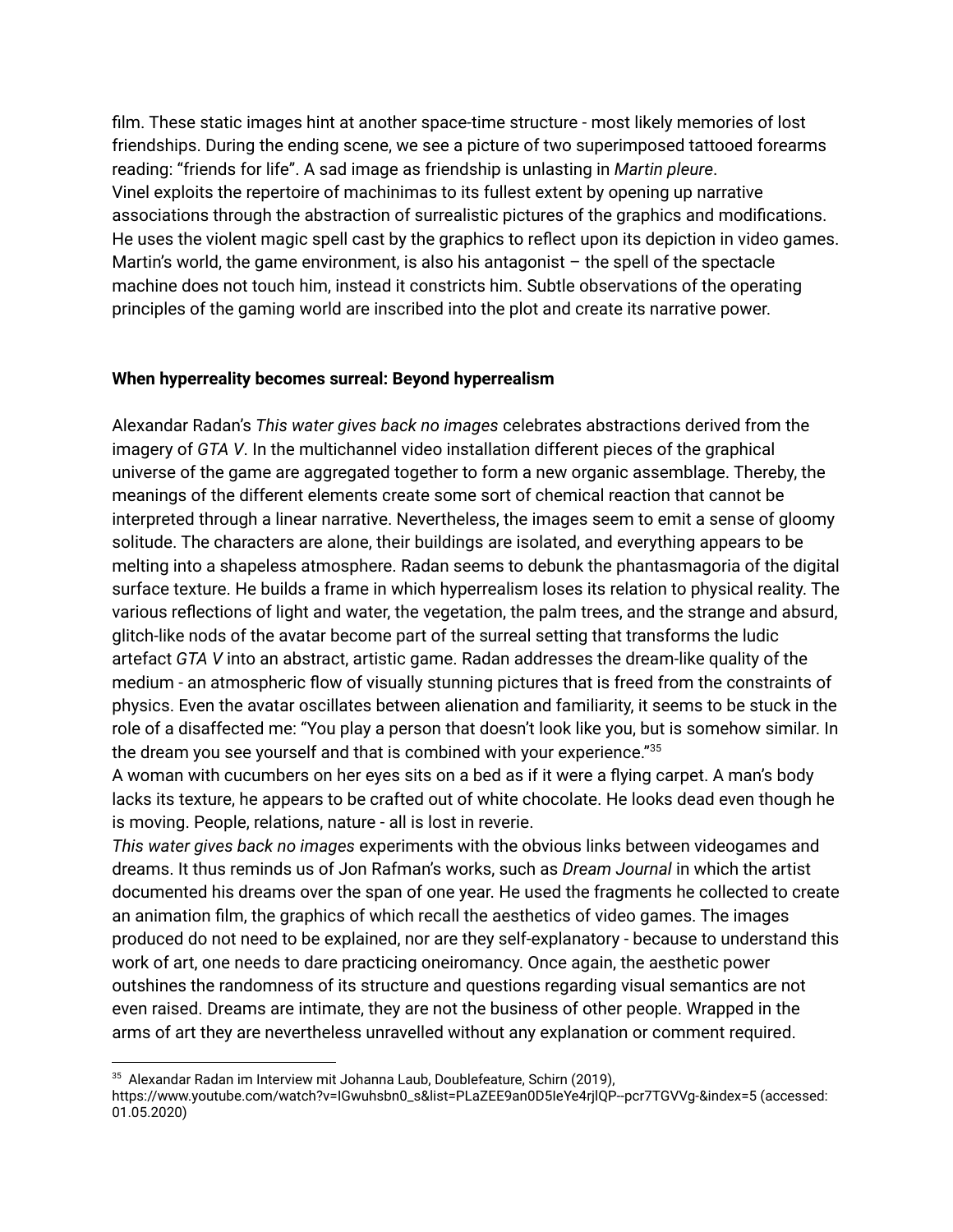film. These static images hint at another space-time structure - most likely memories of lost friendships. During the ending scene, we see a picture of two superimposed tattooed forearms reading: "friends for life". A sad image as friendship is unlasting in *Martin pleure*.
Vinel exploits the repertoire of machinimas to its fullest extent by opening up narrative associations through the abstraction of surrealistic pictures of the graphics and modifications. He uses the violent magic spell cast by the graphics to reflect upon its depiction in video games. Martin's world, the game environment, is also his antagonist – the spell of the spectacle machine does not touch him, instead it constricts him. Subtle observations of the operating principles of the gaming world are inscribed into the plot and create its narrative power.

**When hyperreality becomes surreal: Beyond hyperrealism**

Alexandar Radan's *This water gives back no images* celebrates abstractions derived from the imagery of *GTA V*. In the multichannel video installation different pieces of the graphical universe of the game are aggregated together to form a new organic assemblage. Thereby, the meanings of the different elements create some sort of chemical reaction that cannot be interpreted through a linear narrative. Nevertheless, the images seem to emit a sense of gloomy solitude. The characters are alone, their buildings are isolated, and everything appears to be melting into a shapeless atmosphere. Radan seems to debunk the phantasmagoria of the digital surface texture. He builds a frame in which hyperrealism loses its relation to physical reality. The various reflections of light and water, the vegetation, the palm trees, and the strange and absurd, glitch-like nods of the avatar become part of the surreal setting that transforms the ludic artefact *GTA V* into an abstract, artistic game. Radan addresses the dream-like quality of the medium - an atmospheric flow of visually stunning pictures that is freed from the constraints of physics. Even the avatar oscillates between alienation and familiarity, it seems to be stuck in the role of a disaffected me: "You play a person that doesn't look like you, but is somehow similar. In the dream you see yourself and that is combined with your experience."[35]
A woman with cucumbers on her eyes sits on a bed as if it were a flying carpet. A man's body lacks its texture, he appears to be crafted out of white chocolate. He looks dead even though he is moving. People, relations, nature - all is lost in reverie.
*This water gives back no images* experiments with the obvious links between videogames and dreams. It thus reminds us of Jon Rafman's works, such as *Dream Journal* in which the artist documented his dreams over the span of one year. He used the fragments he collected to create an animation film, the graphics of which recall the aesthetics of video games. The images produced do not need to be explained, nor are they self-explanatory - because to understand this work of art, one needs to dare practicing oneiromancy. Once again, the aesthetic power outshines the randomness of its structure and questions regarding visual semantics are not even raised. Dreams are intimate, they are not the business of other people. Wrapped in the arms of art they are nevertheless unravelled without any explanation or comment required.

---

[35] Alexandar Radan im Interview mit Johanna Laub, Doublefeature, Schirn (2019), https://www.youtube.com/watch?v=IGwuhsbn0_s&list=PLaZEE9an0D5IeYe4rjlQP--pcr7TGVVg-&index=5 (accessed: 01.05.2020)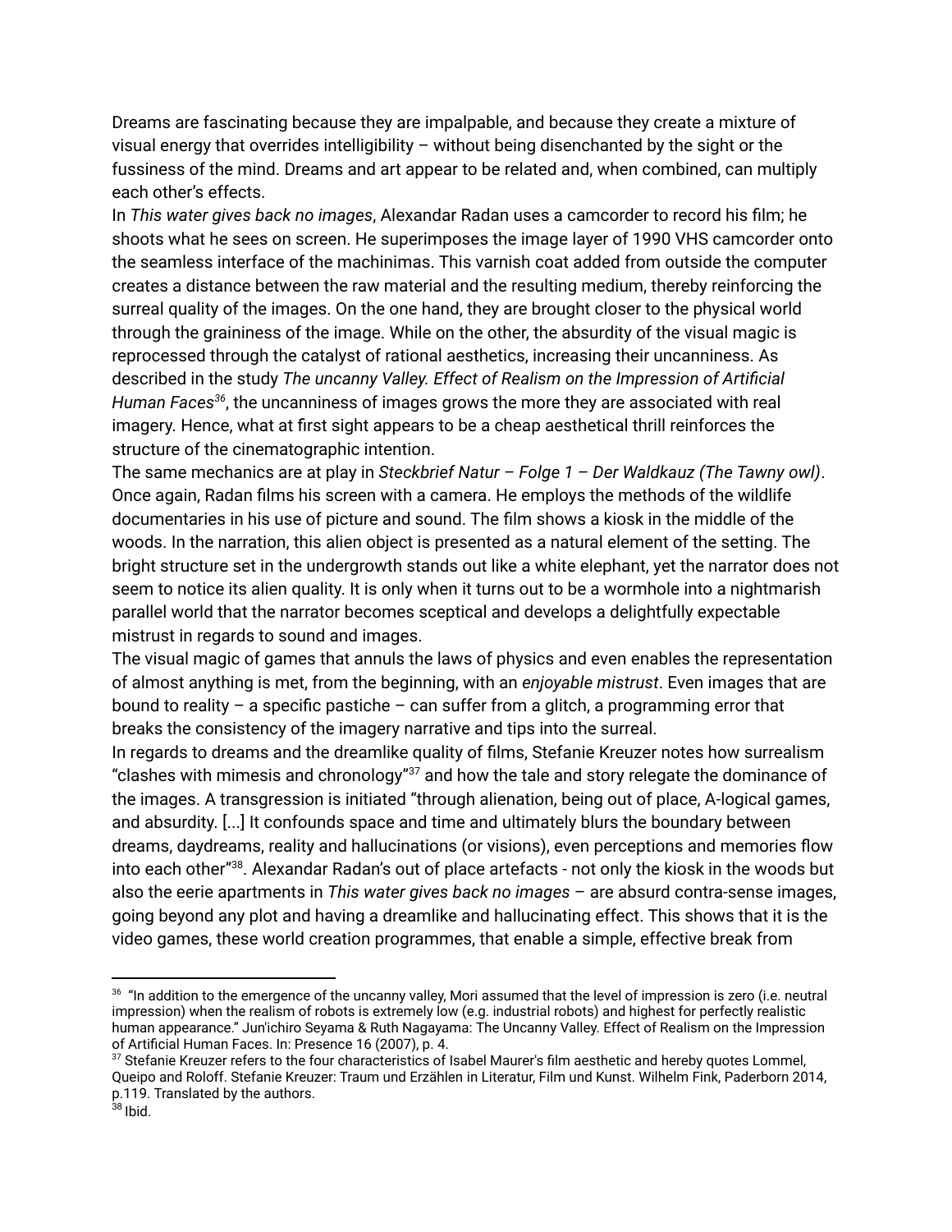Dreams are fascinating because they are impalpable, and because they create a mixture of visual energy that overrides intelligibility – without being disenchanted by the sight or the fussiness of the mind. Dreams and art appear to be related and, when combined, can multiply each other's effects.

In *This water gives back no images*, Alexandar Radan uses a camcorder to record his film; he shoots what he sees on screen. He superimposes the image layer of 1990 VHS camcorder onto the seamless interface of the machinimas. This varnish coat added from outside the computer creates a distance between the raw material and the resulting medium, thereby reinforcing the surreal quality of the images. On the one hand, they are brought closer to the physical world through the graininess of the image. While on the other, the absurdity of the visual magic is reprocessed through the catalyst of rational aesthetics, increasing their uncanniness. As described in the study *The uncanny Valley. Effect of Realism on the Impression of Artificial Human Faces*[36], the uncanniness of images grows the more they are associated with real imagery. Hence, what at first sight appears to be a cheap aesthetical thrill reinforces the structure of the cinematographic intention.

The same mechanics are at play in *Steckbrief Natur – Folge 1 – Der Waldkauz (The Tawny owl)*. Once again, Radan films his screen with a camera. He employs the methods of the wildlife documentaries in his use of picture and sound. The film shows a kiosk in the middle of the woods. In the narration, this alien object is presented as a natural element of the setting. The bright structure set in the undergrowth stands out like a white elephant, yet the narrator does not seem to notice its alien quality. It is only when it turns out to be a wormhole into a nightmarish parallel world that the narrator becomes sceptical and develops a delightfully expectable mistrust in regards to sound and images.

The visual magic of games that annuls the laws of physics and even enables the representation of almost anything is met, from the beginning, with an *enjoyable mistrust*. Even images that are bound to reality – a specific pastiche – can suffer from a glitch, a programming error that breaks the consistency of the imagery narrative and tips into the surreal.

In regards to dreams and the dreamlike quality of films, Stefanie Kreuzer notes how surrealism "clashes with mimesis and chronology"[37] and how the tale and story relegate the dominance of the images. A transgression is initiated "through alienation, being out of place, A-logical games, and absurdity. [...] It confounds space and time and ultimately blurs the boundary between dreams, daydreams, reality and hallucinations (or visions), even perceptions and memories flow into each other"[38]. Alexandar Radan's out of place artefacts - not only the kiosk in the woods but also the eerie apartments in *This water gives back no images* – are absurd contra-sense images, going beyond any plot and having a dreamlike and hallucinating effect. This shows that it is the video games, these world creation programmes, that enable a simple, effective break from

---

[36] "In addition to the emergence of the uncanny valley, Mori assumed that the level of impression is zero (i.e. neutral impression) when the realism of robots is extremely low (e.g. industrial robots) and highest for perfectly realistic human appearance." Jun'ichiro Seyama & Ruth Nagayama: The Uncanny Valley. Effect of Realism on the Impression of Artificial Human Faces. In: Presence 16 (2007), p. 4.

[37] Stefanie Kreuzer refers to the four characteristics of Isabel Maurer's film aesthetic and hereby quotes Lommel, Queipo and Roloff. Stefanie Kreuzer: Traum und Erzählen in Literatur, Film und Kunst. Wilhelm Fink, Paderborn 2014, p.119. Translated by the authors.

[38] Ibid.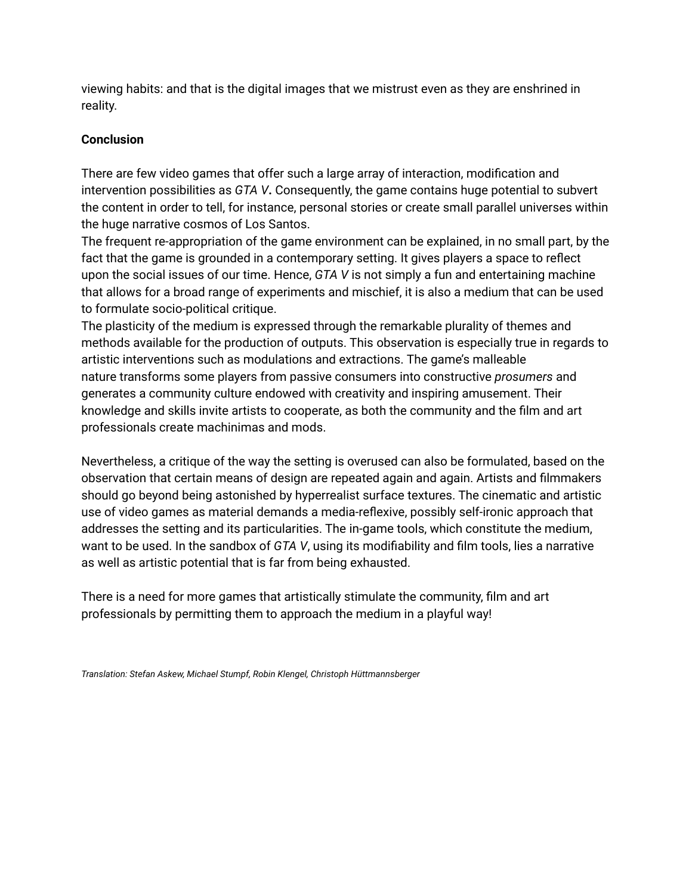viewing habits: and that is the digital images that we mistrust even as they are enshrined in reality.

**Conclusion**

There are few video games that offer such a large array of interaction, modification and intervention possibilities as *GTA V***.** Consequently, the game contains huge potential to subvert the content in order to tell, for instance, personal stories or create small parallel universes within the huge narrative cosmos of Los Santos.
The frequent re-appropriation of the game environment can be explained, in no small part, by the fact that the game is grounded in a contemporary setting. It gives players a space to reflect upon the social issues of our time. Hence, *GTA V* is not simply a fun and entertaining machine that allows for a broad range of experiments and mischief, it is also a medium that can be used to formulate socio-political critique.
The plasticity of the medium is expressed through the remarkable plurality of themes and methods available for the production of outputs. This observation is especially true in regards to artistic interventions such as modulations and extractions. The game's malleable nature transforms some players from passive consumers into constructive *prosumers* and generates a community culture endowed with creativity and inspiring amusement. Their knowledge and skills invite artists to cooperate, as both the community and the film and art professionals create machinimas and mods.

Nevertheless, a critique of the way the setting is overused can also be formulated, based on the observation that certain means of design are repeated again and again. Artists and filmmakers should go beyond being astonished by hyperrealist surface textures. The cinematic and artistic use of video games as material demands a media-reflexive, possibly self-ironic approach that addresses the setting and its particularities. The in-game tools, which constitute the medium, want to be used. In the sandbox of *GTA V*, using its modifiability and film tools, lies a narrative as well as artistic potential that is far from being exhausted.

There is a need for more games that artistically stimulate the community, film and art professionals by permitting them to approach the medium in a playful way!

*Translation: Stefan Askew, Michael Stumpf, Robin Klengel, Christoph Hüttmannsberger*